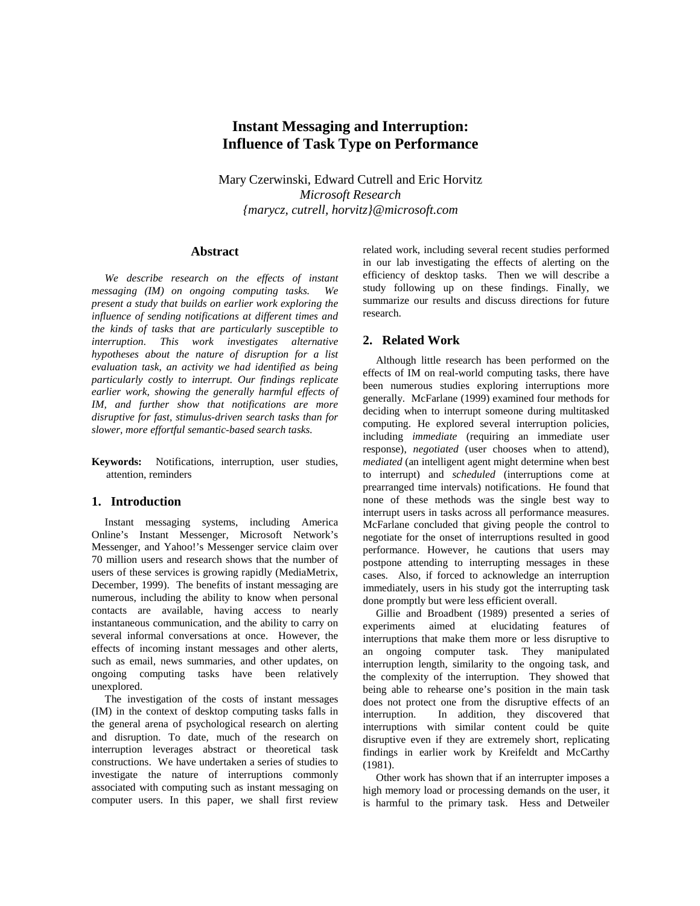# Instant Messaging and Interruption: Influence of Task Type on Performance

Mary Czerwinski, Edward Cutrell and Eric Horvitz
*Microsoft Research*
*{marycz, cutrell, horvitz}@microsoft.com*

## Abstract

*We describe research on the effects of instant messaging (IM) on ongoing computing tasks. We present a study that builds on earlier work exploring the influence of sending notifications at different times and the kinds of tasks that are particularly susceptible to interruption. This work investigates alternative hypotheses about the nature of disruption for a list evaluation task, an activity we had identified as being particularly costly to interrupt. Our findings replicate earlier work, showing the generally harmful effects of IM, and further show that notifications are more disruptive for fast, stimulus-driven search tasks than for slower, more effortful semantic-based search tasks.*

**Keywords:** Notifications, interruption, user studies, attention, reminders

## 1. Introduction

Instant messaging systems, including America Online's Instant Messenger, Microsoft Network's Messenger, and Yahoo!'s Messenger service claim over 70 million users and research shows that the number of users of these services is growing rapidly (MediaMetrix, December, 1999). The benefits of instant messaging are numerous, including the ability to know when personal contacts are available, having access to nearly instantaneous communication, and the ability to carry on several informal conversations at once. However, the effects of incoming instant messages and other alerts, such as email, news summaries, and other updates, on ongoing computing tasks have been relatively unexplored.

The investigation of the costs of instant messages (IM) in the context of desktop computing tasks falls in the general arena of psychological research on alerting and disruption. To date, much of the research on interruption leverages abstract or theoretical task constructions. We have undertaken a series of studies to investigate the nature of interruptions commonly associated with computing such as instant messaging on computer users. In this paper, we shall first review related work, including several recent studies performed in our lab investigating the effects of alerting on the efficiency of desktop tasks. Then we will describe a study following up on these findings. Finally, we summarize our results and discuss directions for future research.

## 2. Related Work

Although little research has been performed on the effects of IM on real-world computing tasks, there have been numerous studies exploring interruptions more generally. McFarlane (1999) examined four methods for deciding when to interrupt someone during multitasked computing. He explored several interruption policies, including *immediate* (requiring an immediate user response), *negotiated* (user chooses when to attend), *mediated* (an intelligent agent might determine when best to interrupt) and *scheduled* (interruptions come at prearranged time intervals) notifications. He found that none of these methods was the single best way to interrupt users in tasks across all performance measures. McFarlane concluded that giving people the control to negotiate for the onset of interruptions resulted in good performance. However, he cautions that users may postpone attending to interrupting messages in these cases. Also, if forced to acknowledge an interruption immediately, users in his study got the interrupting task done promptly but were less efficient overall.

Gillie and Broadbent (1989) presented a series of experiments aimed at elucidating features of interruptions that make them more or less disruptive to an ongoing computer task. They manipulated interruption length, similarity to the ongoing task, and the complexity of the interruption. They showed that being able to rehearse one's position in the main task does not protect one from the disruptive effects of an interruption. In addition, they discovered that interruptions with similar content could be quite disruptive even if they are extremely short, replicating findings in earlier work by Kreifeldt and McCarthy (1981).

Other work has shown that if an interrupter imposes a high memory load or processing demands on the user, it is harmful to the primary task. Hess and Detweiler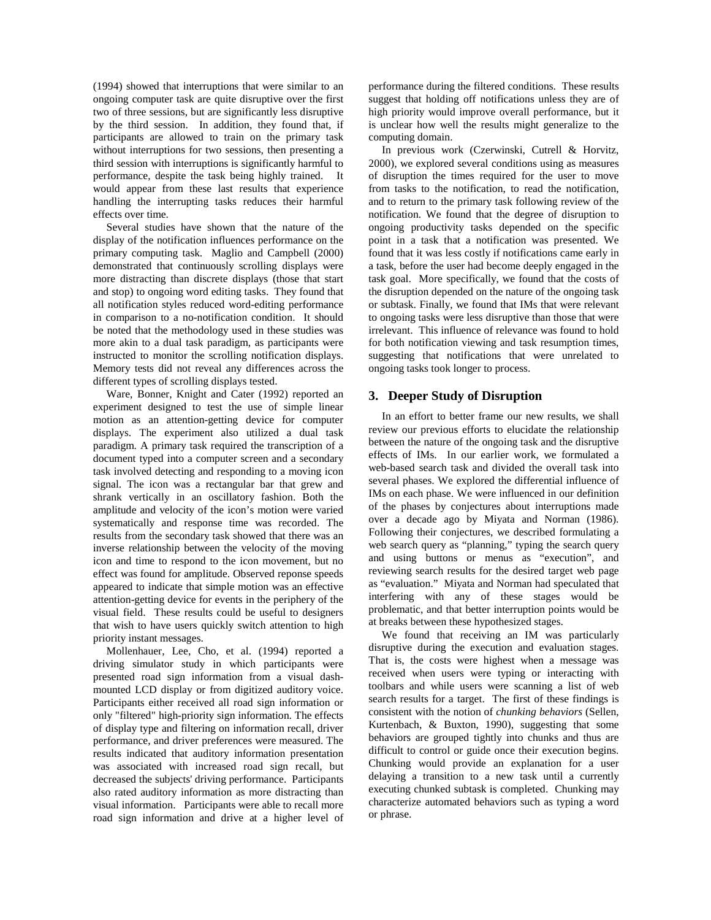(1994) showed that interruptions that were similar to an ongoing computer task are quite disruptive over the first two of three sessions, but are significantly less disruptive by the third session. In addition, they found that, if participants are allowed to train on the primary task without interruptions for two sessions, then presenting a third session with interruptions is significantly harmful to performance, despite the task being highly trained. It would appear from these last results that experience handling the interrupting tasks reduces their harmful effects over time.

Several studies have shown that the nature of the display of the notification influences performance on the primary computing task. Maglio and Campbell (2000) demonstrated that continuously scrolling displays were more distracting than discrete displays (those that start and stop) to ongoing word editing tasks. They found that all notification styles reduced word-editing performance in comparison to a no-notification condition. It should be noted that the methodology used in these studies was more akin to a dual task paradigm, as participants were instructed to monitor the scrolling notification displays. Memory tests did not reveal any differences across the different types of scrolling displays tested.

Ware, Bonner, Knight and Cater (1992) reported an experiment designed to test the use of simple linear motion as an attention-getting device for computer displays. The experiment also utilized a dual task paradigm. A primary task required the transcription of a document typed into a computer screen and a secondary task involved detecting and responding to a moving icon signal. The icon was a rectangular bar that grew and shrank vertically in an oscillatory fashion. Both the amplitude and velocity of the icon's motion were varied systematically and response time was recorded. The results from the secondary task showed that there was an inverse relationship between the velocity of the moving icon and time to respond to the icon movement, but no effect was found for amplitude. Observed reponse speeds appeared to indicate that simple motion was an effective attention-getting device for events in the periphery of the visual field. These results could be useful to designers that wish to have users quickly switch attention to high priority instant messages.

Mollenhauer, Lee, Cho, et al. (1994) reported a driving simulator study in which participants were presented road sign information from a visual dash-mounted LCD display or from digitized auditory voice. Participants either received all road sign information or only "filtered" high-priority sign information. The effects of display type and filtering on information recall, driver performance, and driver preferences were measured. The results indicated that auditory information presentation was associated with increased road sign recall, but decreased the subjects' driving performance. Participants also rated auditory information as more distracting than visual information. Participants were able to recall more road sign information and drive at a higher level of performance during the filtered conditions. These results suggest that holding off notifications unless they are of high priority would improve overall performance, but it is unclear how well the results might generalize to the computing domain.

In previous work (Czerwinski, Cutrell & Horvitz, 2000), we explored several conditions using as measures of disruption the times required for the user to move from tasks to the notification, to read the notification, and to return to the primary task following review of the notification. We found that the degree of disruption to ongoing productivity tasks depended on the specific point in a task that a notification was presented. We found that it was less costly if notifications came early in a task, before the user had become deeply engaged in the task goal. More specifically, we found that the costs of the disruption depended on the nature of the ongoing task or subtask. Finally, we found that IMs that were relevant to ongoing tasks were less disruptive than those that were irrelevant. This influence of relevance was found to hold for both notification viewing and task resumption times, suggesting that notifications that were unrelated to ongoing tasks took longer to process.

## 3. Deeper Study of Disruption

In an effort to better frame our new results, we shall review our previous efforts to elucidate the relationship between the nature of the ongoing task and the disruptive effects of IMs. In our earlier work, we formulated a web-based search task and divided the overall task into several phases. We explored the differential influence of IMs on each phase. We were influenced in our definition of the phases by conjectures about interruptions made over a decade ago by Miyata and Norman (1986). Following their conjectures, we described formulating a web search query as "planning," typing the search query and using buttons or menus as "execution", and reviewing search results for the desired target web page as "evaluation." Miyata and Norman had speculated that interfering with any of these stages would be problematic, and that better interruption points would be at breaks between these hypothesized stages.

We found that receiving an IM was particularly disruptive during the execution and evaluation stages. That is, the costs were highest when a message was received when users were typing or interacting with toolbars and while users were scanning a list of web search results for a target. The first of these findings is consistent with the notion of *chunking behaviors* (Sellen, Kurtenbach, & Buxton, 1990), suggesting that some behaviors are grouped tightly into chunks and thus are difficult to control or guide once their execution begins. Chunking would provide an explanation for a user delaying a transition to a new task until a currently executing chunked subtask is completed. Chunking may characterize automated behaviors such as typing a word or phrase.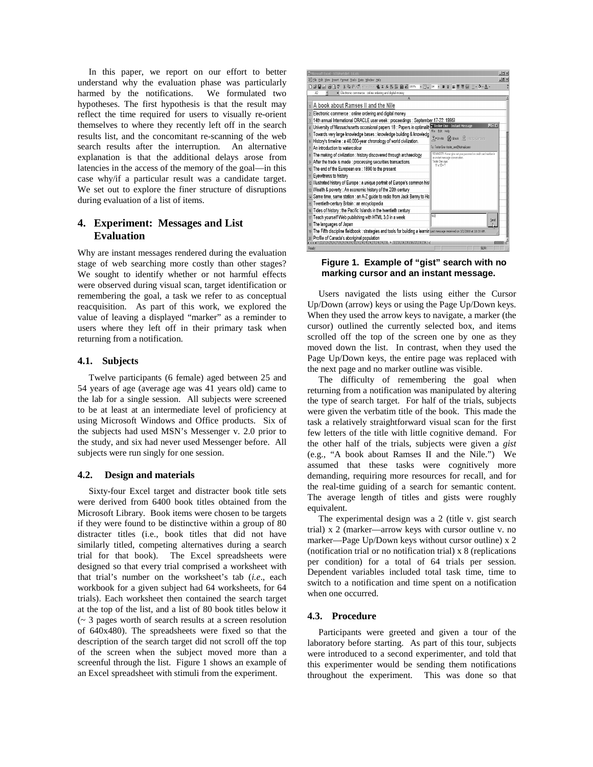In this paper, we report on our effort to better understand why the evaluation phase was particularly harmed by the notifications. We formulated two hypotheses. The first hypothesis is that the result may reflect the time required for users to visually re-orient themselves to where they recently left off in the search results list, and the concomitant re-scanning of the web search results after the interruption. An alternative explanation is that the additional delays arose from latencies in the access of the memory of the goal—in this case why/if a particular result was a candidate target. We set out to explore the finer structure of disruptions during evaluation of a list of items.

## 4. Experiment: Messages and List Evaluation

Why are instant messages rendered during the evaluation stage of web searching more costly than other stages? We sought to identify whether or not harmful effects were observed during visual scan, target identification or remembering the goal, a task we refer to as conceptual reacquisition. As part of this work, we explored the value of leaving a displayed "marker" as a reminder to users where they left off in their primary task when returning from a notification.

### 4.1. Subjects

Twelve participants (6 female) aged between 25 and 54 years of age (average age was 41 years old) came to the lab for a single session. All subjects were screened to be at least at an intermediate level of proficiency at using Microsoft Windows and Office products. Six of the subjects had used MSN's Messenger v. 2.0 prior to the study, and six had never used Messenger before. All subjects were run singly for one session.

### 4.2. Design and materials

Sixty-four Excel target and distracter book title sets were derived from 6400 book titles obtained from the Microsoft Library. Book items were chosen to be targets if they were found to be distinctive within a group of 80 distracter titles (i.e., book titles that did not have similarly titled, competing alternatives during a search trial for that book). The Excel spreadsheets were designed so that every trial comprised a worksheet with that trial's number on the worksheet's tab (*i.e*., each workbook for a given subject had 64 worksheets, for 64 trials). Each worksheet then contained the search target at the top of the list, and a list of 80 book titles below it (~ 3 pages worth of search results at a screen resolution of 640x480). The spreadsheets were fixed so that the description of the search target did not scroll off the top of the screen when the subject moved more than a screenful through the list. Figure 1 shows an example of an Excel spreadsheet with stimuli from the experiment.

**Figure 1. Example of "gist" search with no marking cursor and an instant message.**

Users navigated the lists using either the Cursor Up/Down (arrow) keys or using the Page Up/Down keys. When they used the arrow keys to navigate, a marker (the cursor) outlined the currently selected box, and items scrolled off the top of the screen one by one as they moved down the list. In contrast, when they used the Page Up/Down keys, the entire page was replaced with the next page and no marker outline was visible.

The difficulty of remembering the goal when returning from a notification was manipulated by altering the type of search target. For half of the trials, subjects were given the verbatim title of the book. This made the task a relatively straightforward visual scan for the first few letters of the title with little cognitive demand. For the other half of the trials, subjects were given a *gist* (e.g., "A book about Ramses II and the Nile.") We assumed that these tasks were cognitively more demanding, requiring more resources for recall, and for the real-time guiding of a search for semantic content. The average length of titles and gists were roughly equivalent.

The experimental design was a 2 (title v. gist search trial) x 2 (marker—arrow keys with cursor outline v. no marker—Page Up/Down keys without cursor outline) x 2 (notification trial or no notification trial) x 8 (replications per condition) for a total of 64 trials per session. Dependent variables included total task time, time to switch to a notification and time spent on a notification when one occurred.

### 4.3. Procedure

Participants were greeted and given a tour of the laboratory before starting. As part of this tour, subjects were introduced to a second experimenter, and told that this experimenter would be sending them notifications throughout the experiment. This was done so that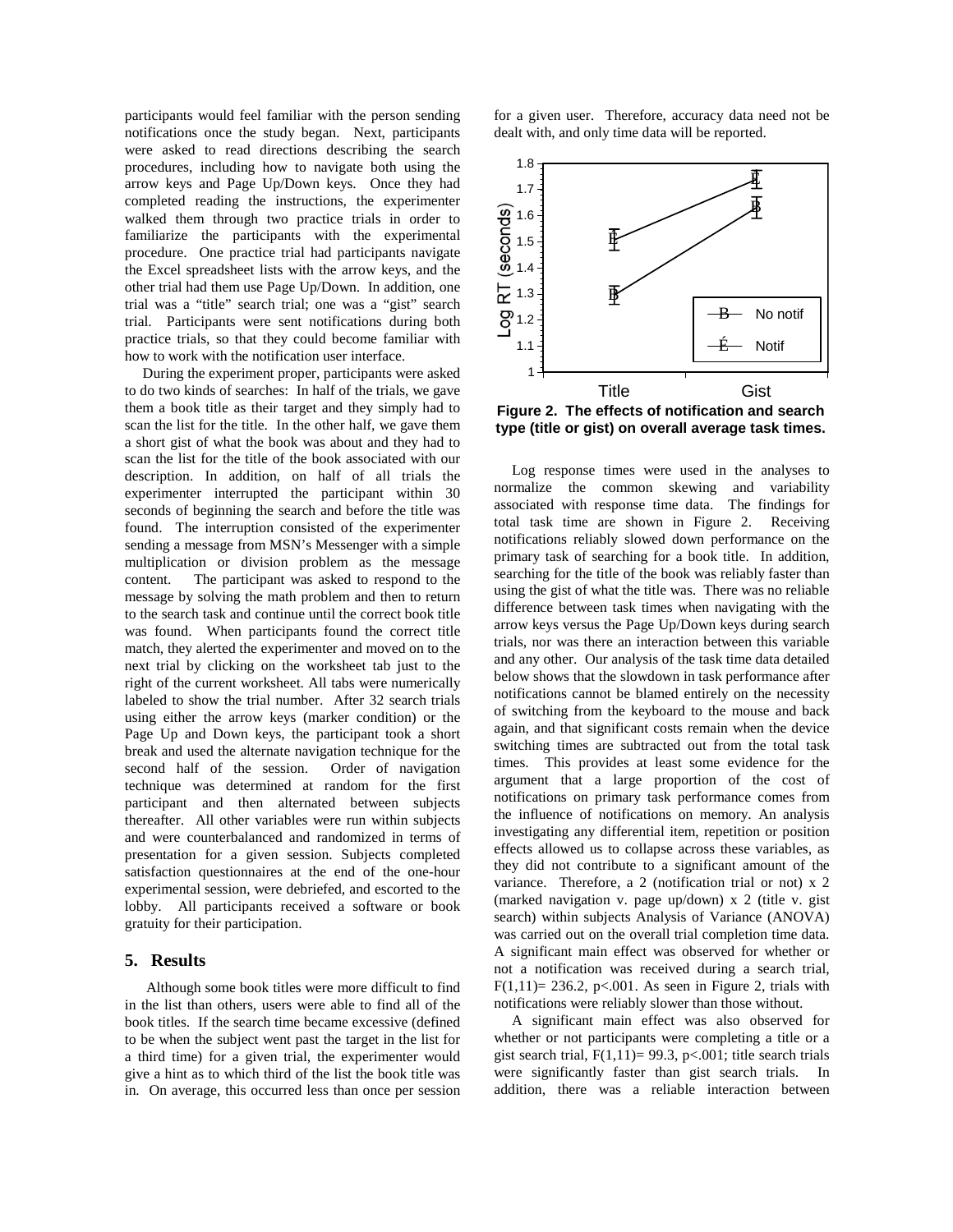participants would feel familiar with the person sending notifications once the study began. Next, participants were asked to read directions describing the search procedures, including how to navigate both using the arrow keys and Page Up/Down keys. Once they had completed reading the instructions, the experimenter walked them through two practice trials in order to familiarize the participants with the experimental procedure. One practice trial had participants navigate the Excel spreadsheet lists with the arrow keys, and the other trial had them use Page Up/Down. In addition, one trial was a "title" search trial; one was a "gist" search trial. Participants were sent notifications during both practice trials, so that they could become familiar with how to work with the notification user interface.

During the experiment proper, participants were asked to do two kinds of searches: In half of the trials, we gave them a book title as their target and they simply had to scan the list for the title. In the other half, we gave them a short gist of what the book was about and they had to scan the list for the title of the book associated with our description. In addition, on half of all trials the experimenter interrupted the participant within 30 seconds of beginning the search and before the title was found. The interruption consisted of the experimenter sending a message from MSN's Messenger with a simple multiplication or division problem as the message content. The participant was asked to respond to the message by solving the math problem and then to return to the search task and continue until the correct book title was found. When participants found the correct title match, they alerted the experimenter and moved on to the next trial by clicking on the worksheet tab just to the right of the current worksheet. All tabs were numerically labeled to show the trial number. After 32 search trials using either the arrow keys (marker condition) or the Page Up and Down keys, the participant took a short break and used the alternate navigation technique for the second half of the session. Order of navigation technique was determined at random for the first participant and then alternated between subjects thereafter. All other variables were run within subjects and were counterbalanced and randomized in terms of presentation for a given session. Subjects completed satisfaction questionnaires at the end of the one-hour experimental session, were debriefed, and escorted to the lobby. All participants received a software or book gratuity for their participation.

## 5. Results

Although some book titles were more difficult to find in the list than others, users were able to find all of the book titles. If the search time became excessive (defined to be when the subject went past the target in the list for a third time) for a given trial, the experimenter would give a hint as to which third of the list the book title was in. On average, this occurred less than once per session for a given user. Therefore, accuracy data need not be dealt with, and only time data will be reported.

**Figure 2. The effects of notification and search type (title or gist) on overall average task times.**

Log response times were used in the analyses to normalize the common skewing and variability associated with response time data. The findings for total task time are shown in Figure 2. Receiving notifications reliably slowed down performance on the primary task of searching for a book title. In addition, searching for the title of the book was reliably faster than using the gist of what the title was. There was no reliable difference between task times when navigating with the arrow keys versus the Page Up/Down keys during search trials, nor was there an interaction between this variable and any other. Our analysis of the task time data detailed below shows that the slowdown in task performance after notifications cannot be blamed entirely on the necessity of switching from the keyboard to the mouse and back again, and that significant costs remain when the device switching times are subtracted out from the total task times. This provides at least some evidence for the argument that a large proportion of the cost of notifications on primary task performance comes from the influence of notifications on memory. An analysis investigating any differential item, repetition or position effects allowed us to collapse across these variables, as they did not contribute to a significant amount of the variance. Therefore, a 2 (notification trial or not) x 2 (marked navigation v. page up/down) x 2 (title v. gist search) within subjects Analysis of Variance (ANOVA) was carried out on the overall trial completion time data. A significant main effect was observed for whether or not a notification was received during a search trial, $F(1,11)= 236.2$, $p<.001$. As seen in Figure 2, trials with notifications were reliably slower than those without.

A significant main effect was also observed for whether or not participants were completing a title or a gist search trial, $F(1,11)= 99.3$, $p<.001$; title search trials were significantly faster than gist search trials. In addition, there was a reliable interaction between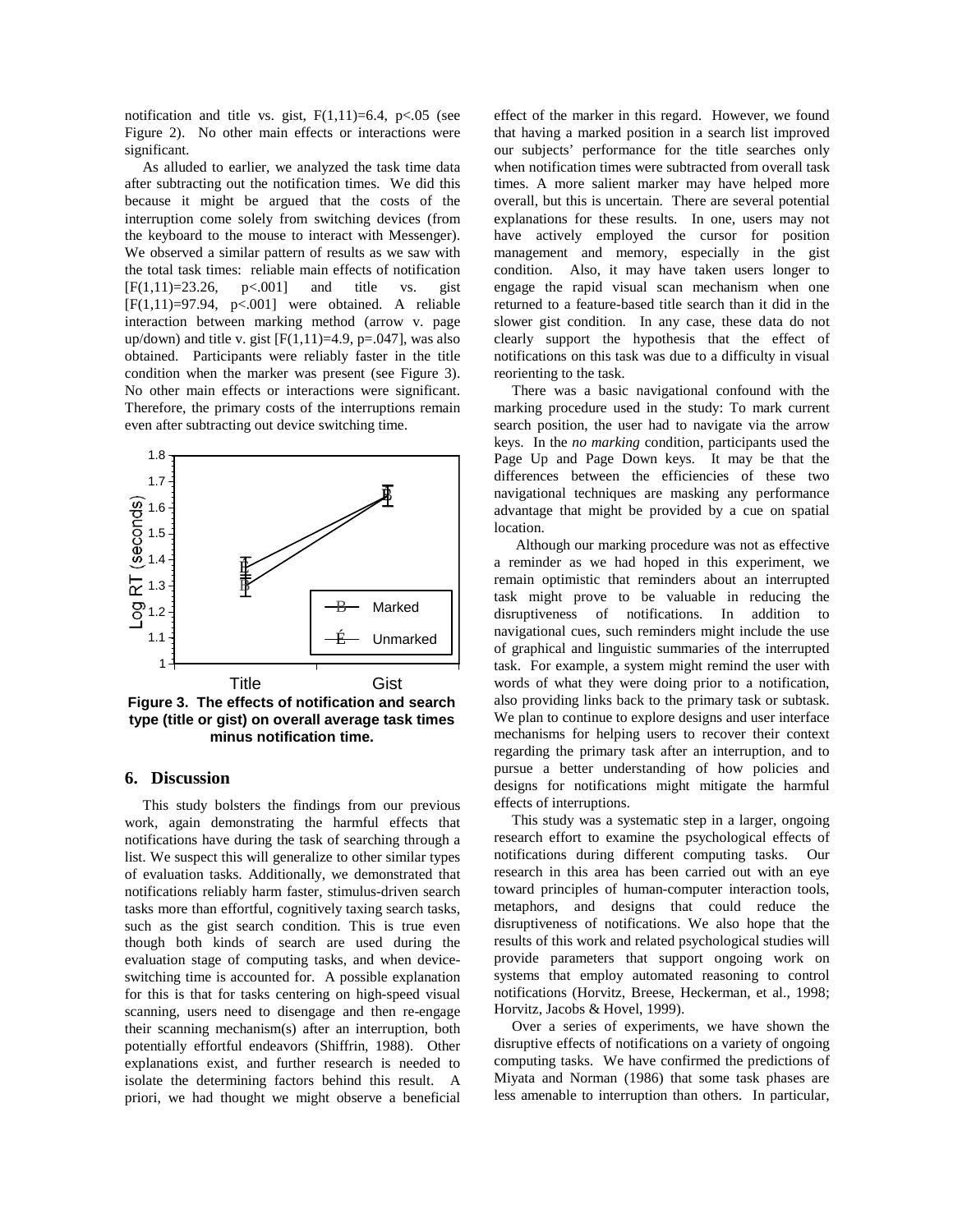notification and title vs. gist, $F(1,11)=6.4$, $p<.05$ (see Figure 2). No other main effects or interactions were significant.

As alluded to earlier, we analyzed the task time data after subtracting out the notification times. We did this because it might be argued that the costs of the interruption come solely from switching devices (from the keyboard to the mouse to interact with Messenger). We observed a similar pattern of results as we saw with the total task times: reliable main effects of notification [$F(1,11)=23.26$, $p<.001$] and title vs. gist [$F(1,11)=97.94$, $p<.001$] were obtained. A reliable interaction between marking method (arrow v. page up/down) and title v. gist [$F(1,11)=4.9$, $p=.047$], was also obtained. Participants were reliably faster in the title condition when the marker was present (see Figure 3). No other main effects or interactions were significant. Therefore, the primary costs of the interruptions remain even after subtracting out device switching time.

**Figure 3. The effects of notification and search type (title or gist) on overall average task times minus notification time.**

## 6. Discussion

This study bolsters the findings from our previous work, again demonstrating the harmful effects that notifications have during the task of searching through a list. We suspect this will generalize to other similar types of evaluation tasks. Additionally, we demonstrated that notifications reliably harm faster, stimulus-driven search tasks more than effortful, cognitively taxing search tasks, such as the gist search condition. This is true even though both kinds of search are used during the evaluation stage of computing tasks, and when device-switching time is accounted for. A possible explanation for this is that for tasks centering on high-speed visual scanning, users need to disengage and then re-engage their scanning mechanism(s) after an interruption, both potentially effortful endeavors (Shiffrin, 1988). Other explanations exist, and further research is needed to isolate the determining factors behind this result. A priori, we had thought we might observe a beneficial effect of the marker in this regard. However, we found that having a marked position in a search list improved our subjects' performance for the title searches only when notification times were subtracted from overall task times. A more salient marker may have helped more overall, but this is uncertain. There are several potential explanations for these results. In one, users may not have actively employed the cursor for position management and memory, especially in the gist condition. Also, it may have taken users longer to engage the rapid visual scan mechanism when one returned to a feature-based title search than it did in the slower gist condition. In any case, these data do not clearly support the hypothesis that the effect of notifications on this task was due to a difficulty in visual reorienting to the task.

There was a basic navigational confound with the marking procedure used in the study: To mark current search position, the user had to navigate via the arrow keys. In the *no marking* condition, participants used the Page Up and Page Down keys. It may be that the differences between the efficiencies of these two navigational techniques are masking any performance advantage that might be provided by a cue on spatial location.

Although our marking procedure was not as effective a reminder as we had hoped in this experiment, we remain optimistic that reminders about an interrupted task might prove to be valuable in reducing the disruptiveness of notifications. In addition to navigational cues, such reminders might include the use of graphical and linguistic summaries of the interrupted task. For example, a system might remind the user with words of what they were doing prior to a notification, also providing links back to the primary task or subtask. We plan to continue to explore designs and user interface mechanisms for helping users to recover their context regarding the primary task after an interruption, and to pursue a better understanding of how policies and designs for notifications might mitigate the harmful effects of interruptions.

This study was a systematic step in a larger, ongoing research effort to examine the psychological effects of notifications during different computing tasks. Our research in this area has been carried out with an eye toward principles of human-computer interaction tools, metaphors, and designs that could reduce the disruptiveness of notifications. We also hope that the results of this work and related psychological studies will provide parameters that support ongoing work on systems that employ automated reasoning to control notifications (Horvitz, Breese, Heckerman, et al., 1998; Horvitz, Jacobs & Hovel, 1999).

Over a series of experiments, we have shown the disruptive effects of notifications on a variety of ongoing computing tasks. We have confirmed the predictions of Miyata and Norman (1986) that some task phases are less amenable to interruption than others. In particular,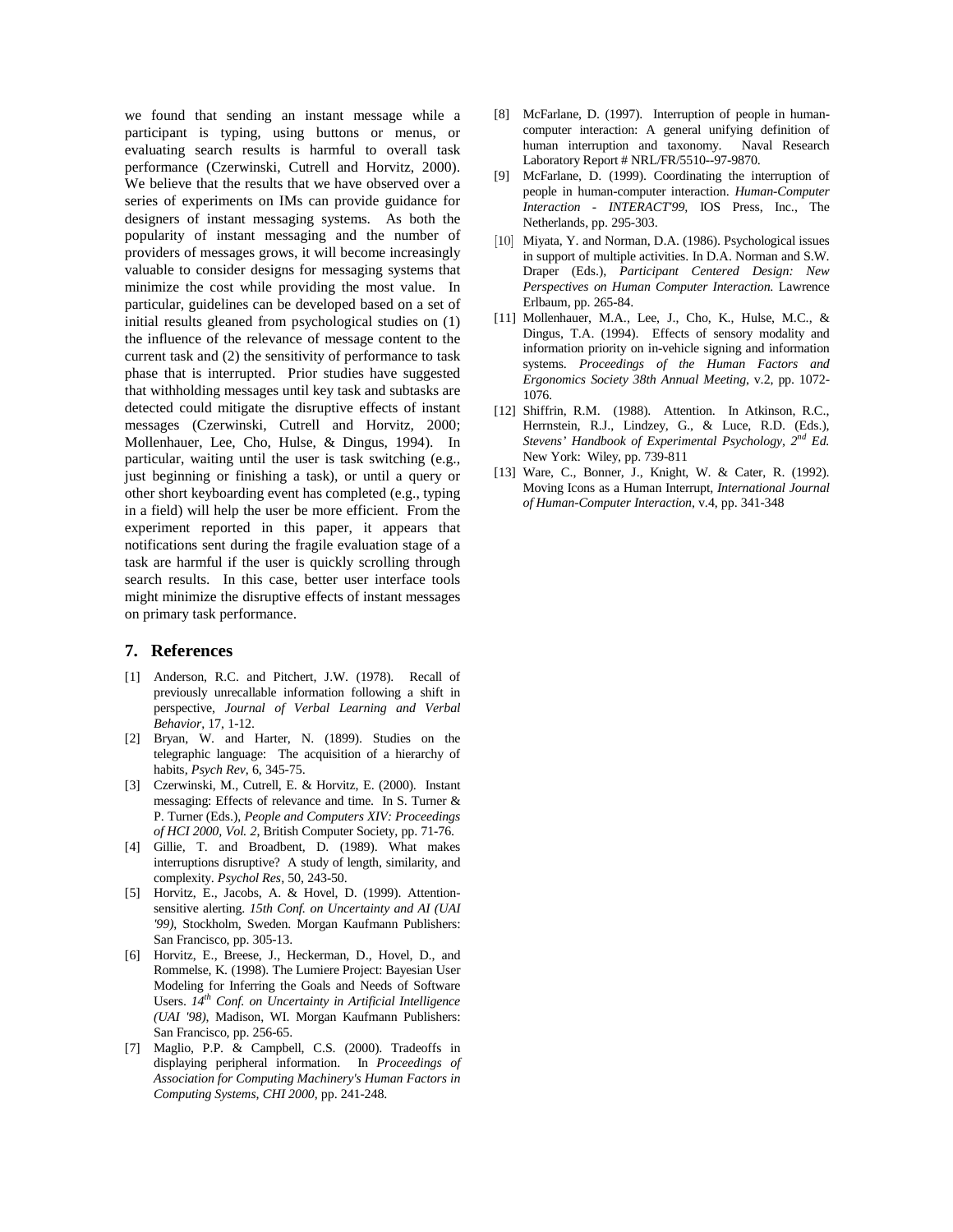we found that sending an instant message while a participant is typing, using buttons or menus, or evaluating search results is harmful to overall task performance (Czerwinski, Cutrell and Horvitz, 2000). We believe that the results that we have observed over a series of experiments on IMs can provide guidance for designers of instant messaging systems. As both the popularity of instant messaging and the number of providers of messages grows, it will become increasingly valuable to consider designs for messaging systems that minimize the cost while providing the most value. In particular, guidelines can be developed based on a set of initial results gleaned from psychological studies on (1) the influence of the relevance of message content to the current task and (2) the sensitivity of performance to task phase that is interrupted. Prior studies have suggested that withholding messages until key task and subtasks are detected could mitigate the disruptive effects of instant messages (Czerwinski, Cutrell and Horvitz, 2000; Mollenhauer, Lee, Cho, Hulse, & Dingus, 1994). In particular, waiting until the user is task switching (e.g., just beginning or finishing a task), or until a query or other short keyboarding event has completed (e.g., typing in a field) will help the user be more efficient. From the experiment reported in this paper, it appears that notifications sent during the fragile evaluation stage of a task are harmful if the user is quickly scrolling through search results. In this case, better user interface tools might minimize the disruptive effects of instant messages on primary task performance.

## 7. References

[1] Anderson, R.C. and Pitchert, J.W. (1978). Recall of previously unrecallable information following a shift in perspective, *Journal of Verbal Learning and Verbal Behavior*, 17, 1-12.

[2] Bryan, W. and Harter, N. (1899). Studies on the telegraphic language: The acquisition of a hierarchy of habits, *Psych Rev*, 6, 345-75.

[3] Czerwinski, M., Cutrell, E. & Horvitz, E. (2000). Instant messaging: Effects of relevance and time. In S. Turner & P. Turner (Eds.), *People and Computers XIV: Proceedings of HCI 2000, Vol. 2*, British Computer Society, pp. 71-76.

[4] Gillie, T. and Broadbent, D. (1989). What makes interruptions disruptive? A study of length, similarity, and complexity. *Psychol Res*, 50, 243-50.

[5] Horvitz, E., Jacobs, A. & Hovel, D. (1999). Attention-sensitive alerting. *15th Conf. on Uncertainty and AI (UAI '99)*, Stockholm, Sweden. Morgan Kaufmann Publishers: San Francisco, pp. 305-13.

[6] Horvitz, E., Breese, J., Heckerman, D., Hovel, D., and Rommelse, K. (1998). The Lumiere Project: Bayesian User Modeling for Inferring the Goals and Needs of Software Users. *14th Conf. on Uncertainty in Artificial Intelligence (UAI '98)*, Madison, WI. Morgan Kaufmann Publishers: San Francisco, pp. 256-65.

[7] Maglio, P.P. & Campbell, C.S. (2000). Tradeoffs in displaying peripheral information. In *Proceedings of Association for Computing Machinery's Human Factors in Computing Systems, CHI 2000*, pp. 241-248.

[8] McFarlane, D. (1997). Interruption of people in human-computer interaction: A general unifying definition of human interruption and taxonomy. Naval Research Laboratory Report # NRL/FR/5510--97-9870.

[9] McFarlane, D. (1999). Coordinating the interruption of people in human-computer interaction. *Human-Computer Interaction - INTERACT'99*, IOS Press, Inc., The Netherlands, pp. 295-303.

[10] Miyata, Y. and Norman, D.A. (1986). Psychological issues in support of multiple activities. In D.A. Norman and S.W. Draper (Eds.), *Participant Centered Design: New Perspectives on Human Computer Interaction.* Lawrence Erlbaum, pp. 265-84.

[11] Mollenhauer, M.A., Lee, J., Cho, K., Hulse, M.C., & Dingus, T.A. (1994). Effects of sensory modality and information priority on in-vehicle signing and information systems. *Proceedings of the Human Factors and Ergonomics Society 38th Annual Meeting*, v.2, pp. 1072-1076.

[12] Shiffrin, R.M. (1988). Attention. In Atkinson, R.C., Herrnstein, R.J., Lindzey, G., & Luce, R.D. (Eds.), *Stevens' Handbook of Experimental Psychology, 2nd Ed.* New York: Wiley, pp. 739-811

[13] Ware, C., Bonner, J., Knight, W. & Cater, R. (1992). Moving Icons as a Human Interrupt, *International Journal of Human-Computer Interaction*, v.4, pp. 341-348